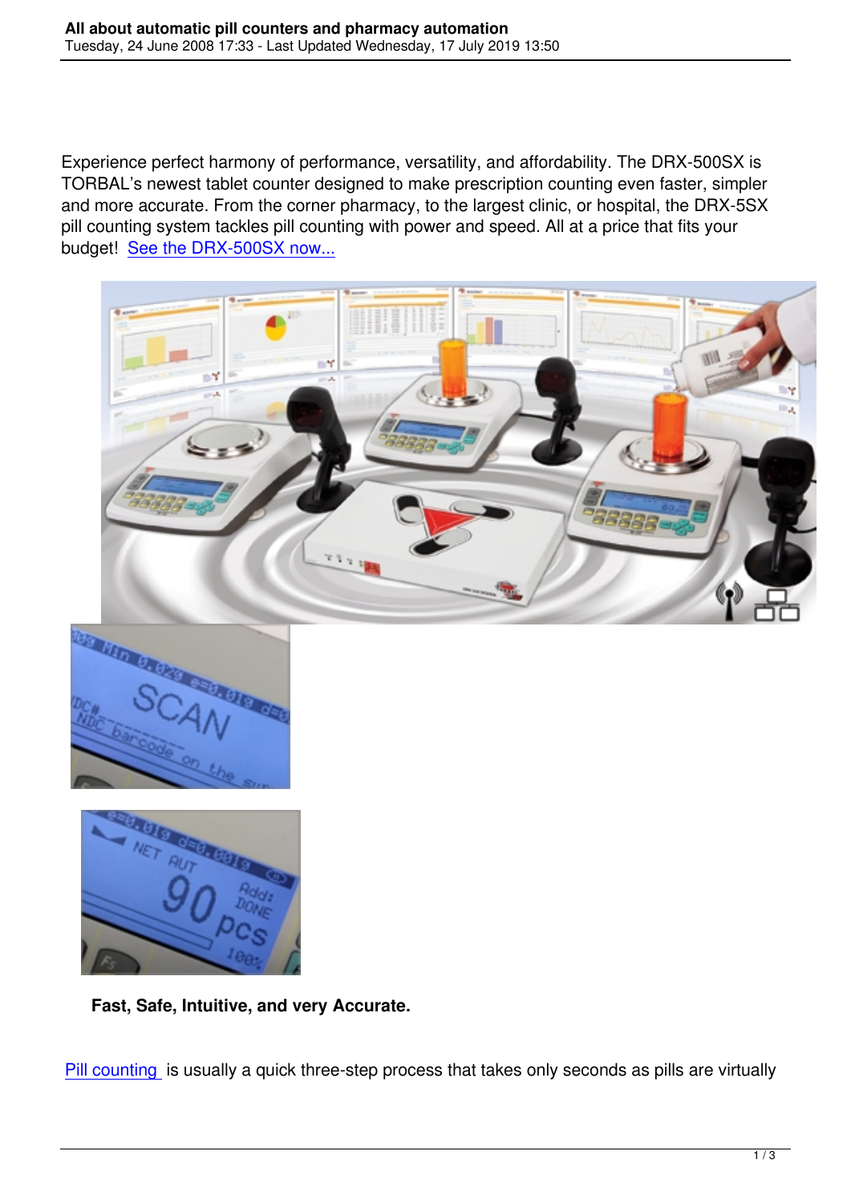Experience perfect harmony of performance, versatility, and affordability. The DRX-500SX is TORBAL's newest tablet counter designed to make prescription counting even faster, simpler and more accurate. From the corner pharmacy, to the largest clinic, or hospital, the DRX-5SX pill counting system tackles pill counting with power and speed. All at a price that fits your budget! [See the DRX-500SX now...]

**Fast, Safe, Intuitive, and very Accurate.**

[Pill counting] is usually a quick three-step process that takes only seconds as pills are virtually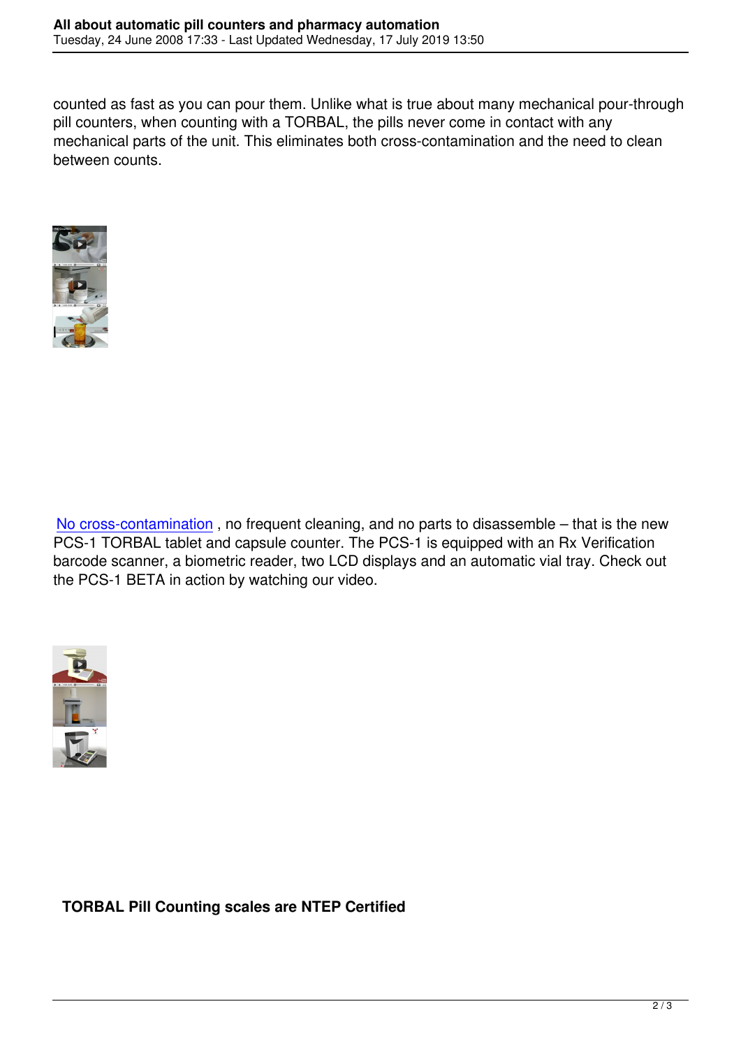counted as fast as you can pour them. Unlike what is true about many mechanical pour-through pill counters, when counting with a TORBAL, the pills never come in contact with any mechanical parts of the unit. This eliminates both cross-contamination and the need to clean between counts.

No cross-contamination , no frequent cleaning, and no parts to disassemble – that is the new PCS-1 TORBAL tablet and capsule counter. The PCS-1 is equipped with an Rx Verification barcode scanner, a biometric reader, two LCD displays and an automatic vial tray. Check out the PCS-1 BETA in action by watching our video.

**TORBAL Pill Counting scales are NTEP Certified**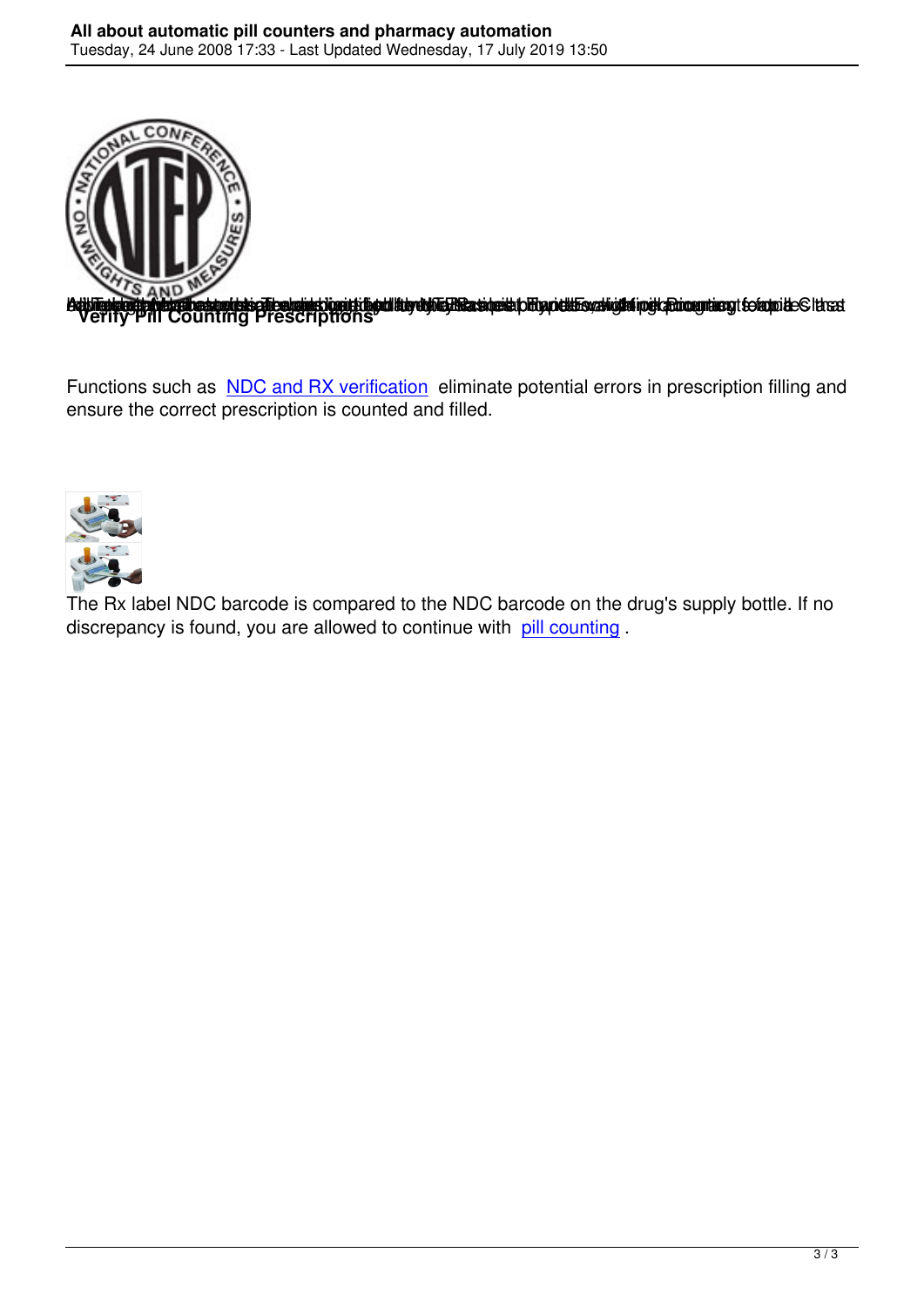### Verify Pill Counting Prescriptions

Functions such as NDC and RX verification eliminate potential errors in prescription filling and ensure the correct prescription is counted and filled.

The Rx label NDC barcode is compared to the NDC barcode on the drug's supply bottle. If no discrepancy is found, you are allowed to continue with pill counting .